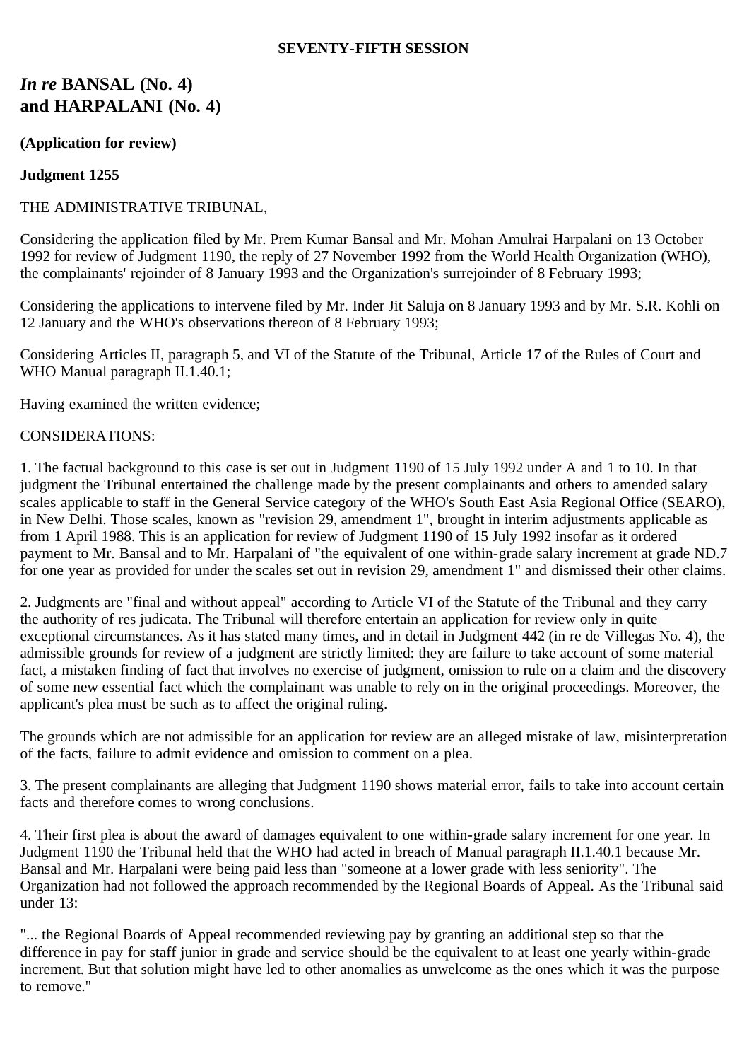**SEVENTY-FIFTH SESSION**

# *In re* BANSAL (No. 4) and HARPALANI (No. 4)

**(Application for review)**

**Judgment 1255**

THE ADMINISTRATIVE TRIBUNAL,

Considering the application filed by Mr. Prem Kumar Bansal and Mr. Mohan Amulrai Harpalani on 13 October 1992 for review of Judgment 1190, the reply of 27 November 1992 from the World Health Organization (WHO), the complainants' rejoinder of 8 January 1993 and the Organization's surrejoinder of 8 February 1993;

Considering the applications to intervene filed by Mr. Inder Jit Saluja on 8 January 1993 and by Mr. S.R. Kohli on 12 January and the WHO's observations thereon of 8 February 1993;

Considering Articles II, paragraph 5, and VI of the Statute of the Tribunal, Article 17 of the Rules of Court and WHO Manual paragraph II.1.40.1;

Having examined the written evidence;

CONSIDERATIONS:

1. The factual background to this case is set out in Judgment 1190 of 15 July 1992 under A and 1 to 10. In that judgment the Tribunal entertained the challenge made by the present complainants and others to amended salary scales applicable to staff in the General Service category of the WHO's South East Asia Regional Office (SEARO), in New Delhi. Those scales, known as "revision 29, amendment 1", brought in interim adjustments applicable as from 1 April 1988. This is an application for review of Judgment 1190 of 15 July 1992 insofar as it ordered payment to Mr. Bansal and to Mr. Harpalani of "the equivalent of one within-grade salary increment at grade ND.7 for one year as provided for under the scales set out in revision 29, amendment 1" and dismissed their other claims.

2. Judgments are "final and without appeal" according to Article VI of the Statute of the Tribunal and they carry the authority of res judicata. The Tribunal will therefore entertain an application for review only in quite exceptional circumstances. As it has stated many times, and in detail in Judgment 442 (in re de Villegas No. 4), the admissible grounds for review of a judgment are strictly limited: they are failure to take account of some material fact, a mistaken finding of fact that involves no exercise of judgment, omission to rule on a claim and the discovery of some new essential fact which the complainant was unable to rely on in the original proceedings. Moreover, the applicant's plea must be such as to affect the original ruling.

The grounds which are not admissible for an application for review are an alleged mistake of law, misinterpretation of the facts, failure to admit evidence and omission to comment on a plea.

3. The present complainants are alleging that Judgment 1190 shows material error, fails to take into account certain facts and therefore comes to wrong conclusions.

4. Their first plea is about the award of damages equivalent to one within-grade salary increment for one year. In Judgment 1190 the Tribunal held that the WHO had acted in breach of Manual paragraph II.1.40.1 because Mr. Bansal and Mr. Harpalani were being paid less than "someone at a lower grade with less seniority". The Organization had not followed the approach recommended by the Regional Boards of Appeal. As the Tribunal said under 13:

"... the Regional Boards of Appeal recommended reviewing pay by granting an additional step so that the difference in pay for staff junior in grade and service should be the equivalent to at least one yearly within-grade increment. But that solution might have led to other anomalies as unwelcome as the ones which it was the purpose to remove."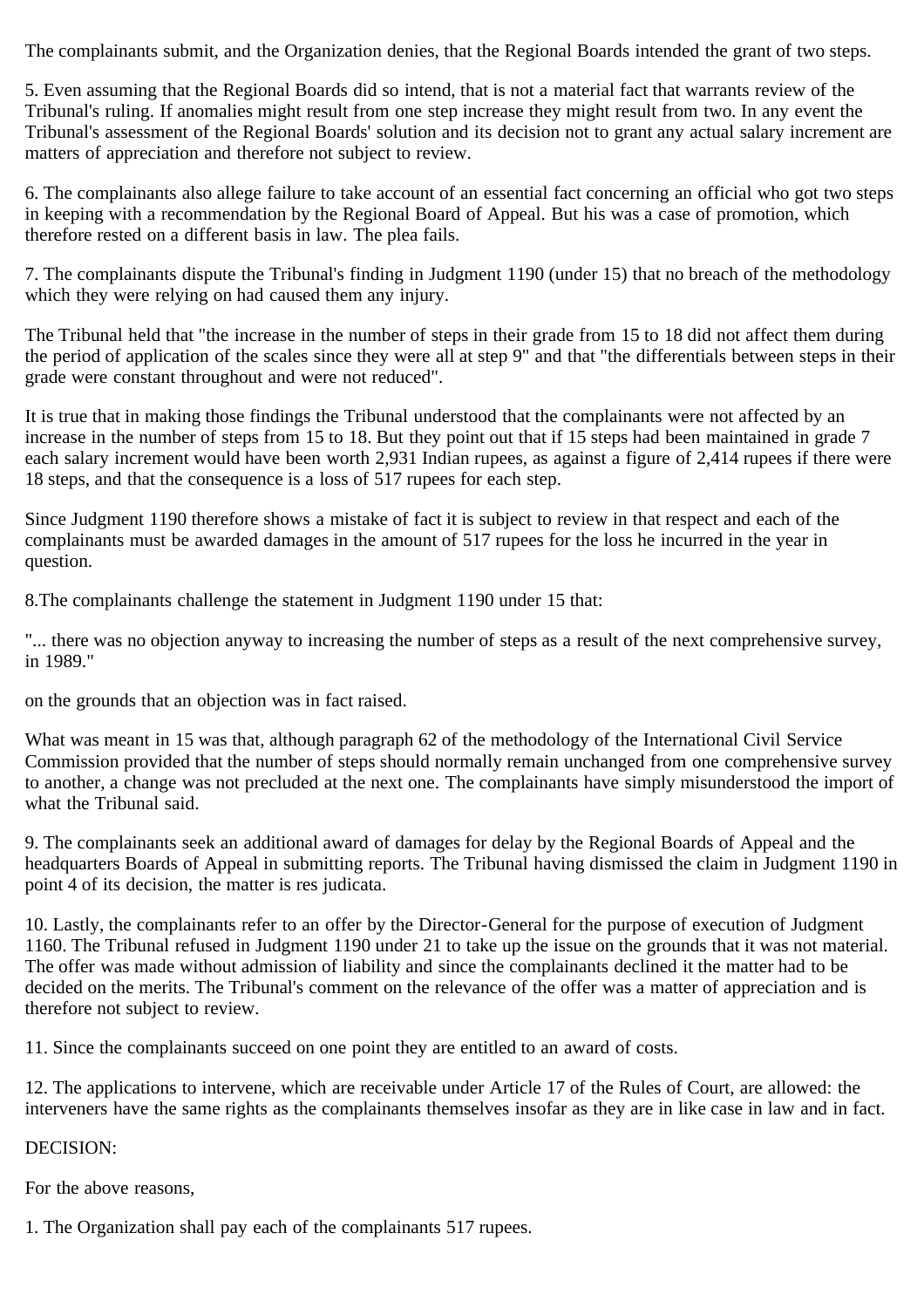The complainants submit, and the Organization denies, that the Regional Boards intended the grant of two steps.

5. Even assuming that the Regional Boards did so intend, that is not a material fact that warrants review of the Tribunal's ruling. If anomalies might result from one step increase they might result from two. In any event the Tribunal's assessment of the Regional Boards' solution and its decision not to grant any actual salary increment are matters of appreciation and therefore not subject to review.

6. The complainants also allege failure to take account of an essential fact concerning an official who got two steps in keeping with a recommendation by the Regional Board of Appeal. But his was a case of promotion, which therefore rested on a different basis in law. The plea fails.

7. The complainants dispute the Tribunal's finding in Judgment 1190 (under 15) that no breach of the methodology which they were relying on had caused them any injury.

The Tribunal held that "the increase in the number of steps in their grade from 15 to 18 did not affect them during the period of application of the scales since they were all at step 9" and that "the differentials between steps in their grade were constant throughout and were not reduced".

It is true that in making those findings the Tribunal understood that the complainants were not affected by an increase in the number of steps from 15 to 18. But they point out that if 15 steps had been maintained in grade 7 each salary increment would have been worth 2,931 Indian rupees, as against a figure of 2,414 rupees if there were 18 steps, and that the consequence is a loss of 517 rupees for each step.

Since Judgment 1190 therefore shows a mistake of fact it is subject to review in that respect and each of the complainants must be awarded damages in the amount of 517 rupees for the loss he incurred in the year in question.

8.The complainants challenge the statement in Judgment 1190 under 15 that:

"... there was no objection anyway to increasing the number of steps as a result of the next comprehensive survey, in 1989."

on the grounds that an objection was in fact raised.

What was meant in 15 was that, although paragraph 62 of the methodology of the International Civil Service Commission provided that the number of steps should normally remain unchanged from one comprehensive survey to another, a change was not precluded at the next one. The complainants have simply misunderstood the import of what the Tribunal said.

9. The complainants seek an additional award of damages for delay by the Regional Boards of Appeal and the headquarters Boards of Appeal in submitting reports. The Tribunal having dismissed the claim in Judgment 1190 in point 4 of its decision, the matter is res judicata.

10. Lastly, the complainants refer to an offer by the Director-General for the purpose of execution of Judgment 1160. The Tribunal refused in Judgment 1190 under 21 to take up the issue on the grounds that it was not material. The offer was made without admission of liability and since the complainants declined it the matter had to be decided on the merits. The Tribunal's comment on the relevance of the offer was a matter of appreciation and is therefore not subject to review.

11. Since the complainants succeed on one point they are entitled to an award of costs.

12. The applications to intervene, which are receivable under Article 17 of the Rules of Court, are allowed: the interveners have the same rights as the complainants themselves insofar as they are in like case in law and in fact.

DECISION:

For the above reasons,

1. The Organization shall pay each of the complainants 517 rupees.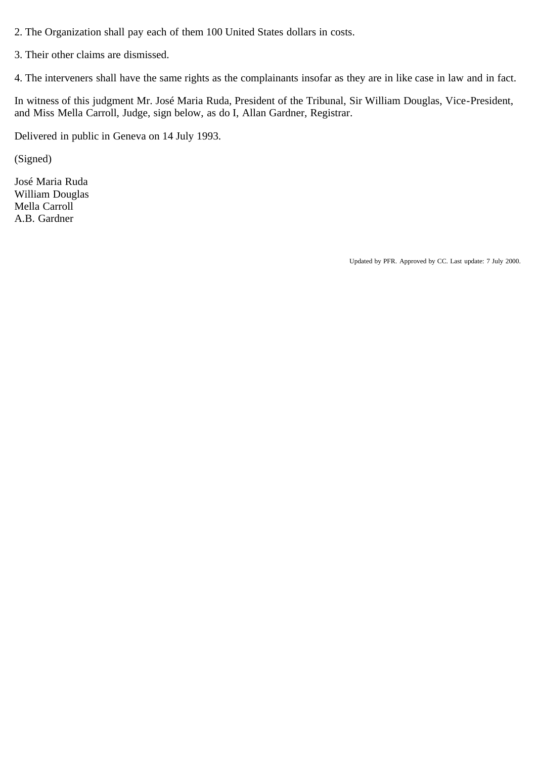2. The Organization shall pay each of them 100 United States dollars in costs.

3. Their other claims are dismissed.

4. The interveners shall have the same rights as the complainants insofar as they are in like case in law and in fact.

In witness of this judgment Mr. José Maria Ruda, President of the Tribunal, Sir William Douglas, Vice-President, and Miss Mella Carroll, Judge, sign below, as do I, Allan Gardner, Registrar.

Delivered in public in Geneva on 14 July 1993.

(Signed)

José Maria Ruda
William Douglas
Mella Carroll
A.B. Gardner

Updated by PFR. Approved by CC. Last update: 7 July 2000.